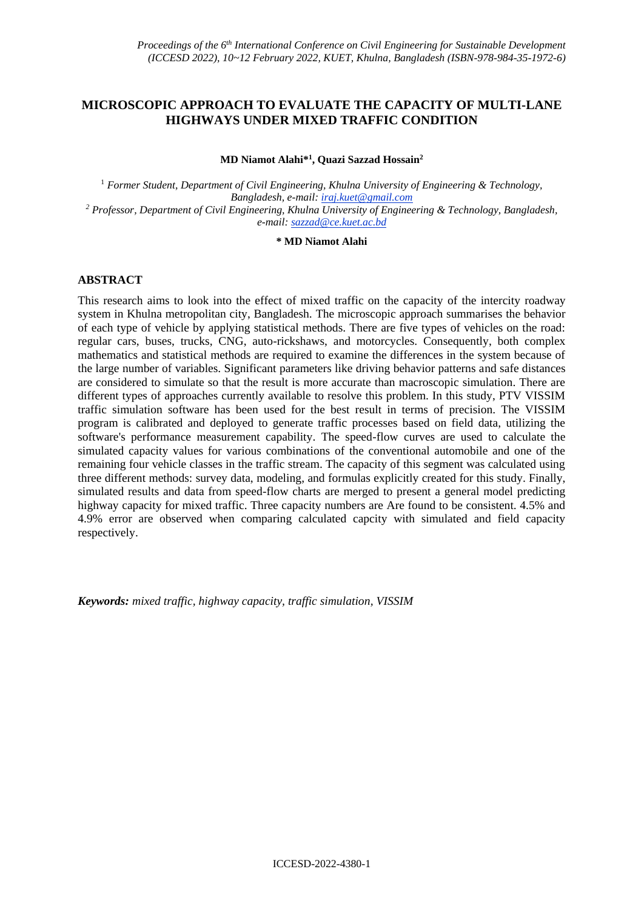# MICROSCOPIC APPROACH TO EVALUATE THE CAPACITY OF MULTI-LANE HIGHWAYS UNDER MIXED TRAFFIC CONDITION

**MD Niamot Alahi*[1], Quazi Sazzad Hossain[2]**

[1] *Former Student, Department of Civil Engineering, Khulna University of Engineering & Technology, Bangladesh, e-mail: iraj.kuet@gmail.com*

[2] *Professor, Department of Civil Engineering, Khulna University of Engineering & Technology, Bangladesh, e-mail: sazzad@ce.kuet.ac.bd*

**\* MD Niamot Alahi**

## ABSTRACT

This research aims to look into the effect of mixed traffic on the capacity of the intercity roadway system in Khulna metropolitan city, Bangladesh. The microscopic approach summarises the behavior of each type of vehicle by applying statistical methods. There are five types of vehicles on the road: regular cars, buses, trucks, CNG, auto-rickshaws, and motorcycles. Consequently, both complex mathematics and statistical methods are required to examine the differences in the system because of the large number of variables. Significant parameters like driving behavior patterns and safe distances are considered to simulate so that the result is more accurate than macroscopic simulation. There are different types of approaches currently available to resolve this problem. In this study, PTV VISSIM traffic simulation software has been used for the best result in terms of precision. The VISSIM program is calibrated and deployed to generate traffic processes based on field data, utilizing the software's performance measurement capability. The speed-flow curves are used to calculate the simulated capacity values for various combinations of the conventional automobile and one of the remaining four vehicle classes in the traffic stream. The capacity of this segment was calculated using three different methods: survey data, modeling, and formulas explicitly created for this study. Finally, simulated results and data from speed-flow charts are merged to present a general model predicting highway capacity for mixed traffic. Three capacity numbers are Are found to be consistent. 4.5% and 4.9% error are observed when comparing calculated capcity with simulated and field capacity respectively.

***Keywords:*** *mixed traffic, highway capacity, traffic simulation, VISSIM*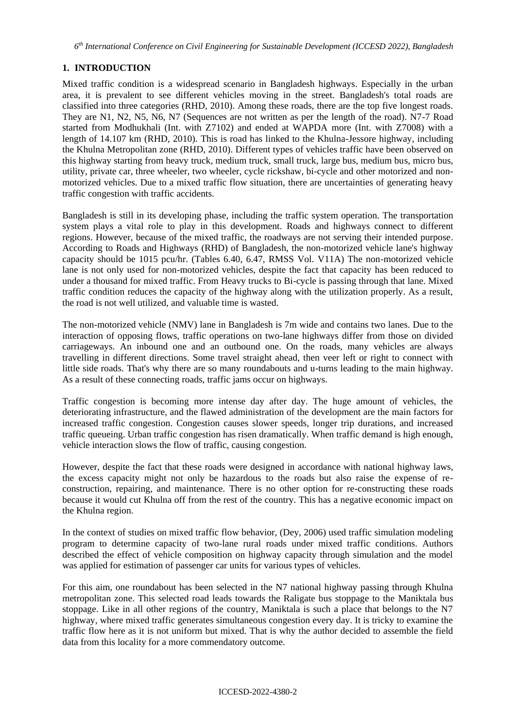## 1. INTRODUCTION

Mixed traffic condition is a widespread scenario in Bangladesh highways. Especially in the urban area, it is prevalent to see different vehicles moving in the street. Bangladesh's total roads are classified into three categories (RHD, 2010). Among these roads, there are the top five longest roads. They are N1, N2, N5, N6, N7 (Sequences are not written as per the length of the road). N7-7 Road started from Modhukhali (Int. with Z7102) and ended at WAPDA more (Int. with Z7008) with a length of 14.107 km (RHD, 2010). This is road has linked to the Khulna-Jessore highway, including the Khulna Metropolitan zone (RHD, 2010). Different types of vehicles traffic have been observed on this highway starting from heavy truck, medium truck, small truck, large bus, medium bus, micro bus, utility, private car, three wheeler, two wheeler, cycle rickshaw, bi-cycle and other motorized and non-motorized vehicles. Due to a mixed traffic flow situation, there are uncertainties of generating heavy traffic congestion with traffic accidents.

Bangladesh is still in its developing phase, including the traffic system operation. The transportation system plays a vital role to play in this development. Roads and highways connect to different regions. However, because of the mixed traffic, the roadways are not serving their intended purpose. According to Roads and Highways (RHD) of Bangladesh, the non-motorized vehicle lane's highway capacity should be 1015 pcu/hr. (Tables 6.40, 6.47, RMSS Vol. V11A) The non-motorized vehicle lane is not only used for non-motorized vehicles, despite the fact that capacity has been reduced to under a thousand for mixed traffic. From Heavy trucks to Bi-cycle is passing through that lane. Mixed traffic condition reduces the capacity of the highway along with the utilization properly. As a result, the road is not well utilized, and valuable time is wasted.

The non-motorized vehicle (NMV) lane in Bangladesh is 7m wide and contains two lanes. Due to the interaction of opposing flows, traffic operations on two-lane highways differ from those on divided carriageways. An inbound one and an outbound one. On the roads, many vehicles are always travelling in different directions. Some travel straight ahead, then veer left or right to connect with little side roads. That's why there are so many roundabouts and u-turns leading to the main highway. As a result of these connecting roads, traffic jams occur on highways.

Traffic congestion is becoming more intense day after day. The huge amount of vehicles, the deteriorating infrastructure, and the flawed administration of the development are the main factors for increased traffic congestion. Congestion causes slower speeds, longer trip durations, and increased traffic queueing. Urban traffic congestion has risen dramatically. When traffic demand is high enough, vehicle interaction slows the flow of traffic, causing congestion.

However, despite the fact that these roads were designed in accordance with national highway laws, the excess capacity might not only be hazardous to the roads but also raise the expense of re-construction, repairing, and maintenance. There is no other option for re-constructing these roads because it would cut Khulna off from the rest of the country. This has a negative economic impact on the Khulna region.

In the context of studies on mixed traffic flow behavior, (Dey, 2006) used traffic simulation modeling program to determine capacity of two-lane rural roads under mixed traffic conditions. Authors described the effect of vehicle composition on highway capacity through simulation and the model was applied for estimation of passenger car units for various types of vehicles.

For this aim, one roundabout has been selected in the N7 national highway passing through Khulna metropolitan zone. This selected road leads towards the Raligate bus stoppage to the Maniktala bus stoppage. Like in all other regions of the country, Maniktala is such a place that belongs to the N7 highway, where mixed traffic generates simultaneous congestion every day. It is tricky to examine the traffic flow here as it is not uniform but mixed. That is why the author decided to assemble the field data from this locality for a more commendatory outcome.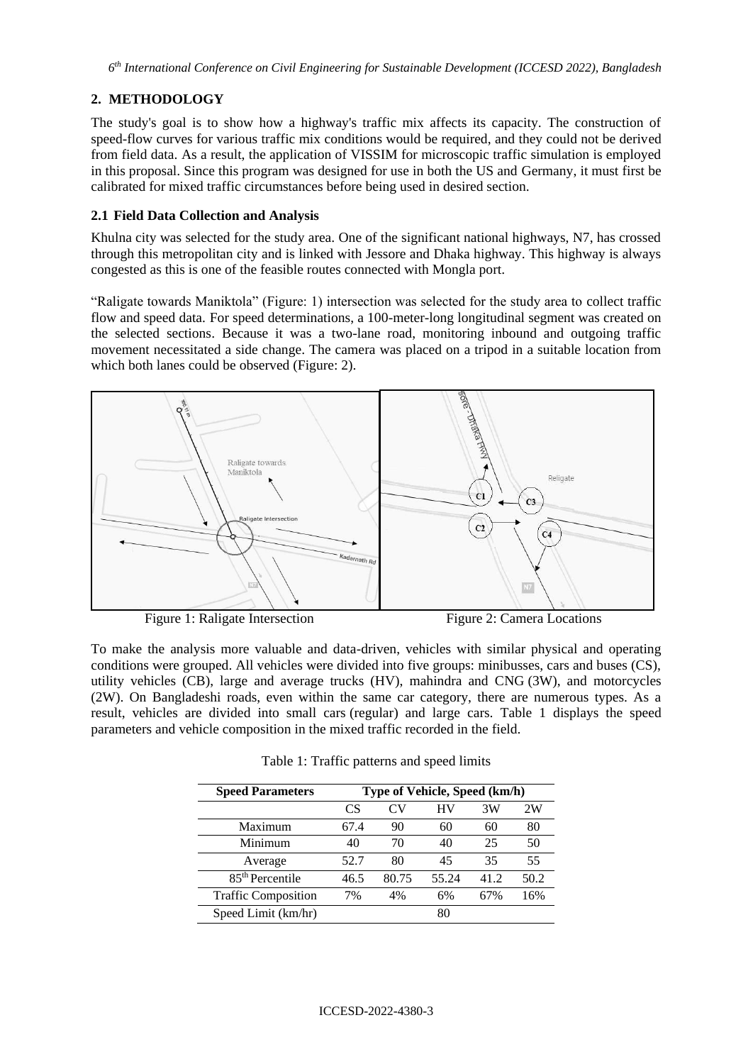## 2. METHODOLOGY

The study's goal is to show how a highway's traffic mix affects its capacity. The construction of speed-flow curves for various traffic mix conditions would be required, and they could not be derived from field data. As a result, the application of VISSIM for microscopic traffic simulation is employed in this proposal. Since this program was designed for use in both the US and Germany, it must first be calibrated for mixed traffic circumstances before being used in desired section.

### 2.1 Field Data Collection and Analysis

Khulna city was selected for the study area. One of the significant national highways, N7, has crossed through this metropolitan city and is linked with Jessore and Dhaka highway. This highway is always congested as this is one of the feasible routes connected with Mongla port.

"Raligate towards Maniktola" (Figure: 1) intersection was selected for the study area to collect traffic flow and speed data. For speed determinations, a 100-meter-long longitudinal segment was created on the selected sections. Because it was a two-lane road, monitoring inbound and outgoing traffic movement necessitated a side change. The camera was placed on a tripod in a suitable location from which both lanes could be observed (Figure: 2).

Figure 1: Raligate Intersection

Figure 2: Camera Locations

To make the analysis more valuable and data-driven, vehicles with similar physical and operating conditions were grouped. All vehicles were divided into five groups: minibusses, cars and buses (CS), utility vehicles (CB), large and average trucks (HV), mahindra and CNG (3W), and motorcycles (2W). On Bangladeshi roads, even within the same car category, there are numerous types. As a result, vehicles are divided into small cars (regular) and large cars. Table 1 displays the speed parameters and vehicle composition in the mixed traffic recorded in the field.

Table 1: Traffic patterns and speed limits

| Speed Parameters | Type of Vehicle, Speed (km/h) | | | | |
|---|---|---|---|---|---|
| | CS | CV | HV | 3W | 2W |
| Maximum | 67.4 | 90 | 60 | 60 | 80 |
| Minimum | 40 | 70 | 40 | 25 | 50 |
| Average | 52.7 | 80 | 45 | 35 | 55 |
| 85th Percentile | 46.5 | 80.75 | 55.24 | 41.2 | 50.2 |
| Traffic Composition | 7% | 4% | 6% | 67% | 16% |
| Speed Limit (km/hr) | 80 | | | | |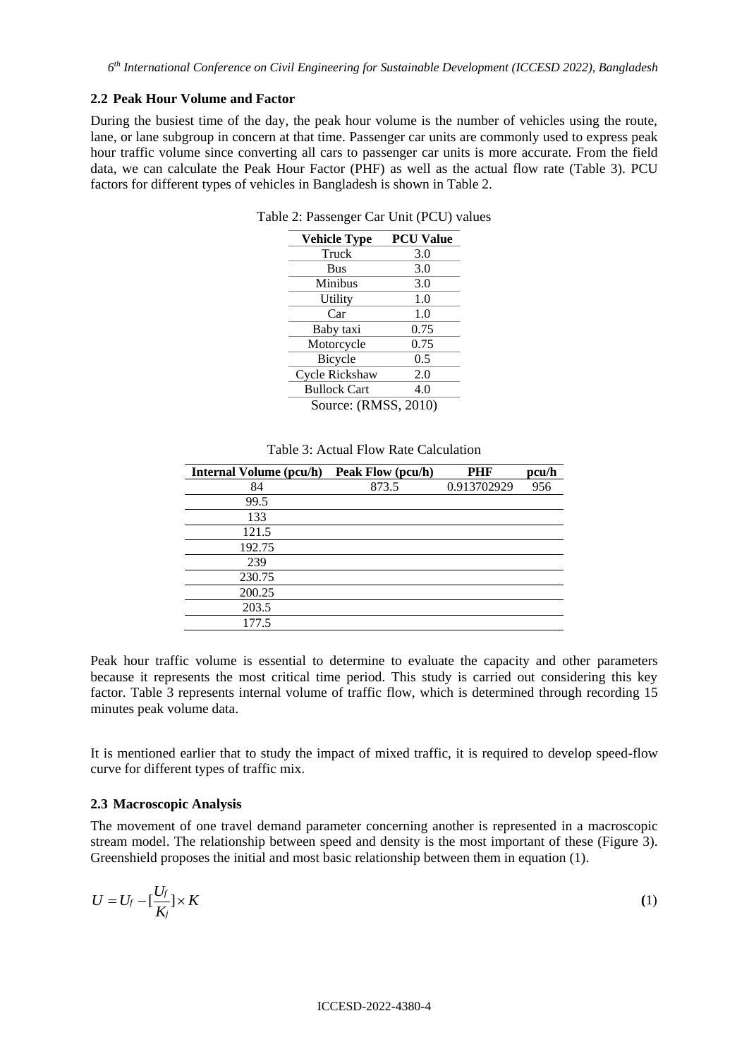### 2.2 Peak Hour Volume and Factor

During the busiest time of the day, the peak hour volume is the number of vehicles using the route, lane, or lane subgroup in concern at that time. Passenger car units are commonly used to express peak hour traffic volume since converting all cars to passenger car units is more accurate. From the field data, we can calculate the Peak Hour Factor (PHF) as well as the actual flow rate (Table 3). PCU factors for different types of vehicles in Bangladesh is shown in Table 2.

Table 2: Passenger Car Unit (PCU) values

| Vehicle Type | PCU Value |
|---|---|
| Truck | 3.0 |
| Bus | 3.0 |
| Minibus | 3.0 |
| Utility | 1.0 |
| Car | 1.0 |
| Baby taxi | 0.75 |
| Motorcycle | 0.75 |
| Bicycle | 0.5 |
| Cycle Rickshaw | 2.0 |
| Bullock Cart | 4.0 |

Source: (RMSS, 2010)

Table 3: Actual Flow Rate Calculation

| Internal Volume (pcu/h) | Peak Flow (pcu/h) | PHF | pcu/h |
|---|---|---|---|
| 84 | 873.5 | 0.913702929 | 956 |
| 99.5 | | | |
| 133 | | | |
| 121.5 | | | |
| 192.75 | | | |
| 239 | | | |
| 230.75 | | | |
| 200.25 | | | |
| 203.5 | | | |
| 177.5 | | | |

Peak hour traffic volume is essential to determine to evaluate the capacity and other parameters because it represents the most critical time period. This study is carried out considering this key factor. Table 3 represents internal volume of traffic flow, which is determined through recording 15 minutes peak volume data.

It is mentioned earlier that to study the impact of mixed traffic, it is required to develop speed-flow curve for different types of traffic mix.

### 2.3 Macroscopic Analysis

The movement of one travel demand parameter concerning another is represented in a macroscopic stream model. The relationship between speed and density is the most important of these (Figure 3). Greenshield proposes the initial and most basic relationship between them in equation (1).

$$U = U_f - [\frac{U_f}{K_j}] \times K \tag{1}$$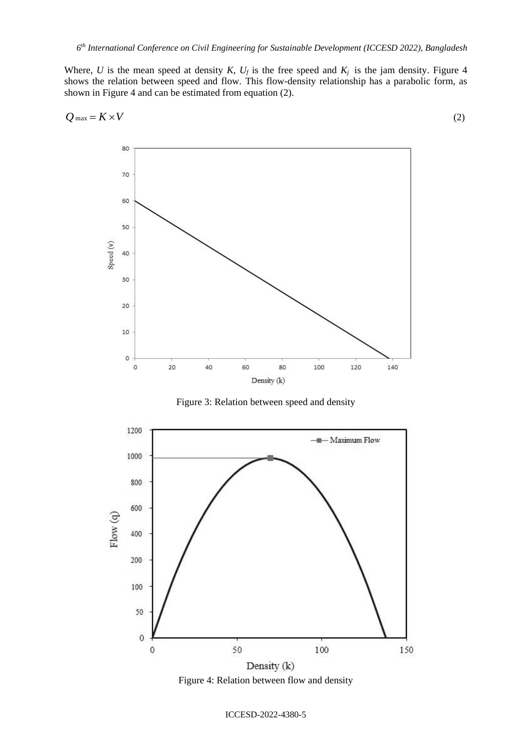Where, $U$ is the mean speed at density $K$, $U_f$ is the free speed and $K_j$ is the jam density. Figure 4 shows the relation between speed and flow. This flow-density relationship has a parabolic form, as shown in Figure 4 and can be estimated from equation (2).

$$Q_{\max} = K \times V \tag{2}$$

Figure 3: Relation between speed and density

Figure 4: Relation between flow and density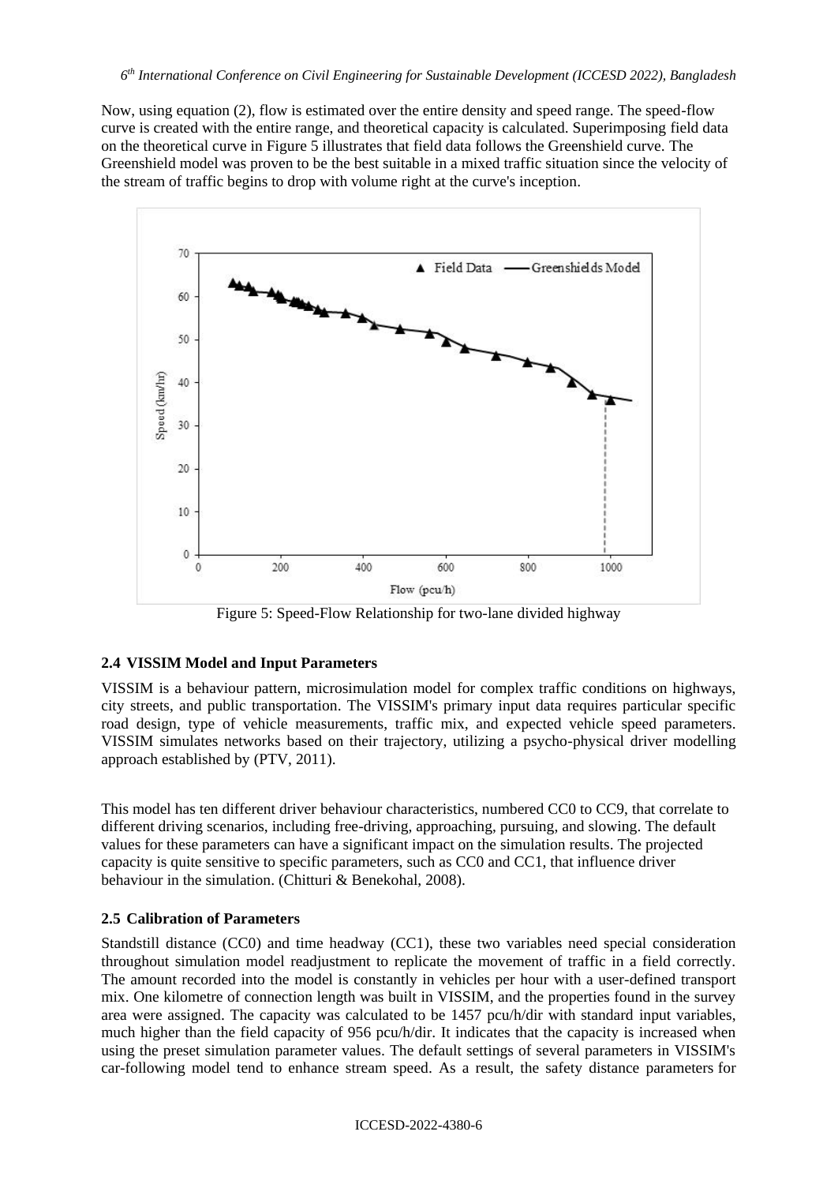Now, using equation (2), flow is estimated over the entire density and speed range. The speed-flow curve is created with the entire range, and theoretical capacity is calculated. Superimposing field data on the theoretical curve in Figure 5 illustrates that field data follows the Greenshield curve. The Greenshield model was proven to be the best suitable in a mixed traffic situation since the velocity of the stream of traffic begins to drop with volume right at the curve's inception.

Figure 5: Speed-Flow Relationship for two-lane divided highway

### 2.4 VISSIM Model and Input Parameters

VISSIM is a behaviour pattern, microsimulation model for complex traffic conditions on highways, city streets, and public transportation. The VISSIM's primary input data requires particular specific road design, type of vehicle measurements, traffic mix, and expected vehicle speed parameters. VISSIM simulates networks based on their trajectory, utilizing a psycho-physical driver modelling approach established by (PTV, 2011).

This model has ten different driver behaviour characteristics, numbered CC0 to CC9, that correlate to different driving scenarios, including free-driving, approaching, pursuing, and slowing. The default values for these parameters can have a significant impact on the simulation results. The projected capacity is quite sensitive to specific parameters, such as CC0 and CC1, that influence driver behaviour in the simulation. (Chitturi & Benekohal, 2008).

### 2.5 Calibration of Parameters

Standstill distance (CC0) and time headway (CC1), these two variables need special consideration throughout simulation model readjustment to replicate the movement of traffic in a field correctly. The amount recorded into the model is constantly in vehicles per hour with a user-defined transport mix. One kilometre of connection length was built in VISSIM, and the properties found in the survey area were assigned. The capacity was calculated to be 1457 pcu/h/dir with standard input variables, much higher than the field capacity of 956 pcu/h/dir. It indicates that the capacity is increased when using the preset simulation parameter values. The default settings of several parameters in VISSIM's car-following model tend to enhance stream speed. As a result, the safety distance parameters for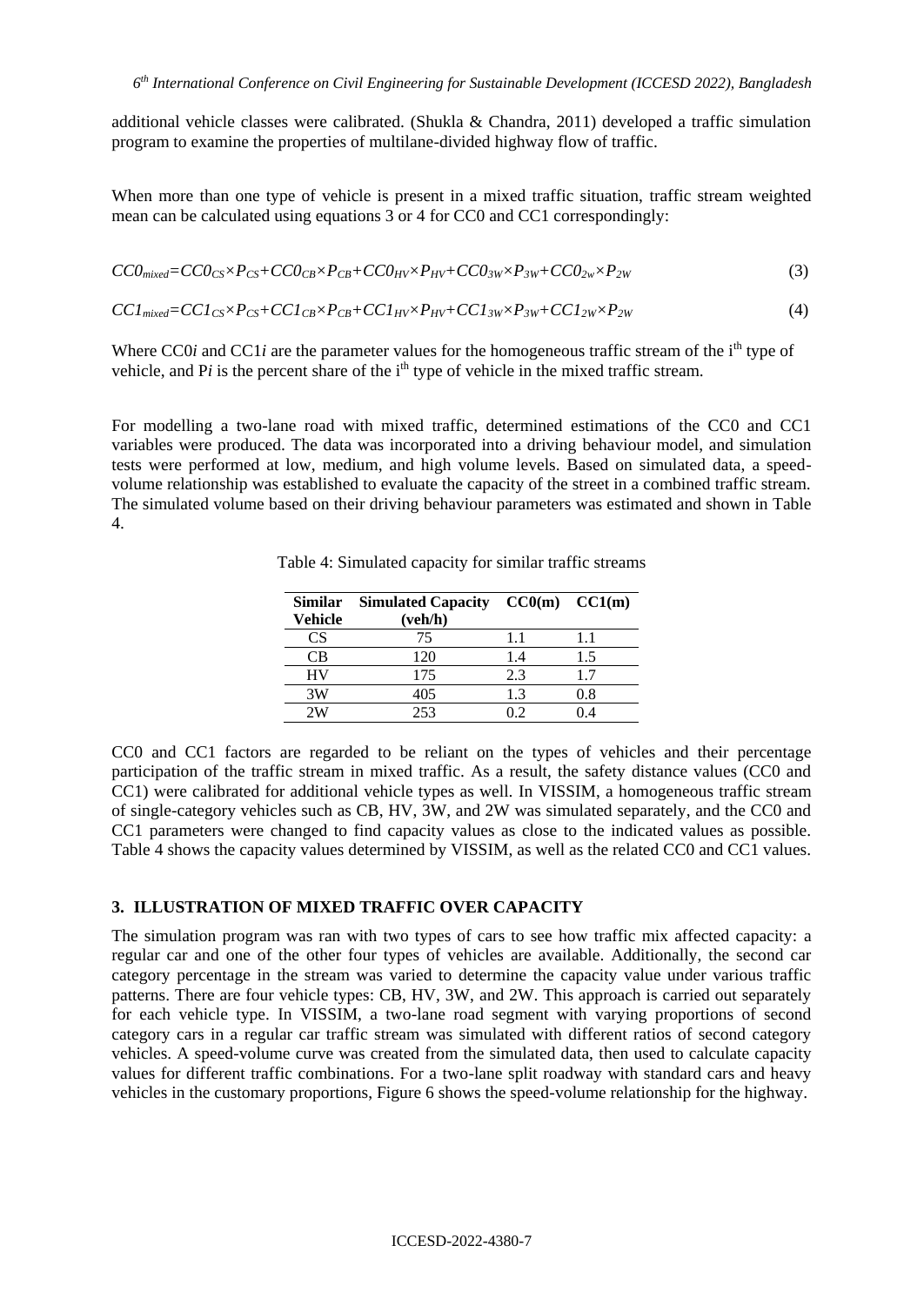additional vehicle classes were calibrated. (Shukla & Chandra, 2011) developed a traffic simulation program to examine the properties of multilane-divided highway flow of traffic.

When more than one type of vehicle is present in a mixed traffic situation, traffic stream weighted mean can be calculated using equations 3 or 4 for CC0 and CC1 correspondingly:

$$CC0_{mixed}=CC0_{CS}\times P_{CS}+CC0_{CB}\times P_{CB}+CC0_{HV}\times P_{HV}+CC0_{3W}\times P_{3W}+CC0_{2w}\times P_{2W} \tag{3}$$

$$CC1_{mixed}=CC1_{CS}\times P_{CS}+CC1_{CB}\times P_{CB}+CC1_{HV}\times P_{HV}+CC1_{3W}\times P_{3W}+CC1_{2W}\times P_{2W} \tag{4}$$

Where $CC0i$ and $CC1i$ are the parameter values for the homogeneous traffic stream of the $i^{th}$ type of vehicle, and $Pi$ is the percent share of the $i^{th}$ type of vehicle in the mixed traffic stream.

For modelling a two-lane road with mixed traffic, determined estimations of the CC0 and CC1 variables were produced. The data was incorporated into a driving behaviour model, and simulation tests were performed at low, medium, and high volume levels. Based on simulated data, a speed-volume relationship was established to evaluate the capacity of the street in a combined traffic stream. The simulated volume based on their driving behaviour parameters was estimated and shown in Table 4.

Table 4: Simulated capacity for similar traffic streams

| Similar Vehicle | Simulated Capacity (veh/h) | CC0(m) | CC1(m) |
|---|---|---|---|
| CS | 75 | 1.1 | 1.1 |
| CB | 120 | 1.4 | 1.5 |
| HV | 175 | 2.3 | 1.7 |
| 3W | 405 | 1.3 | 0.8 |
| 2W | 253 | 0.2 | 0.4 |

CC0 and CC1 factors are regarded to be reliant on the types of vehicles and their percentage participation of the traffic stream in mixed traffic. As a result, the safety distance values (CC0 and CC1) were calibrated for additional vehicle types as well. In VISSIM, a homogeneous traffic stream of single-category vehicles such as CB, HV, 3W, and 2W was simulated separately, and the CC0 and CC1 parameters were changed to find capacity values as close to the indicated values as possible. Table 4 shows the capacity values determined by VISSIM, as well as the related CC0 and CC1 values.

## 3. ILLUSTRATION OF MIXED TRAFFIC OVER CAPACITY

The simulation program was ran with two types of cars to see how traffic mix affected capacity: a regular car and one of the other four types of vehicles are available. Additionally, the second car category percentage in the stream was varied to determine the capacity value under various traffic patterns. There are four vehicle types: CB, HV, 3W, and 2W. This approach is carried out separately for each vehicle type. In VISSIM, a two-lane road segment with varying proportions of second category cars in a regular car traffic stream was simulated with different ratios of second category vehicles. A speed-volume curve was created from the simulated data, then used to calculate capacity values for different traffic combinations. For a two-lane split roadway with standard cars and heavy vehicles in the customary proportions, Figure 6 shows the speed-volume relationship for the highway.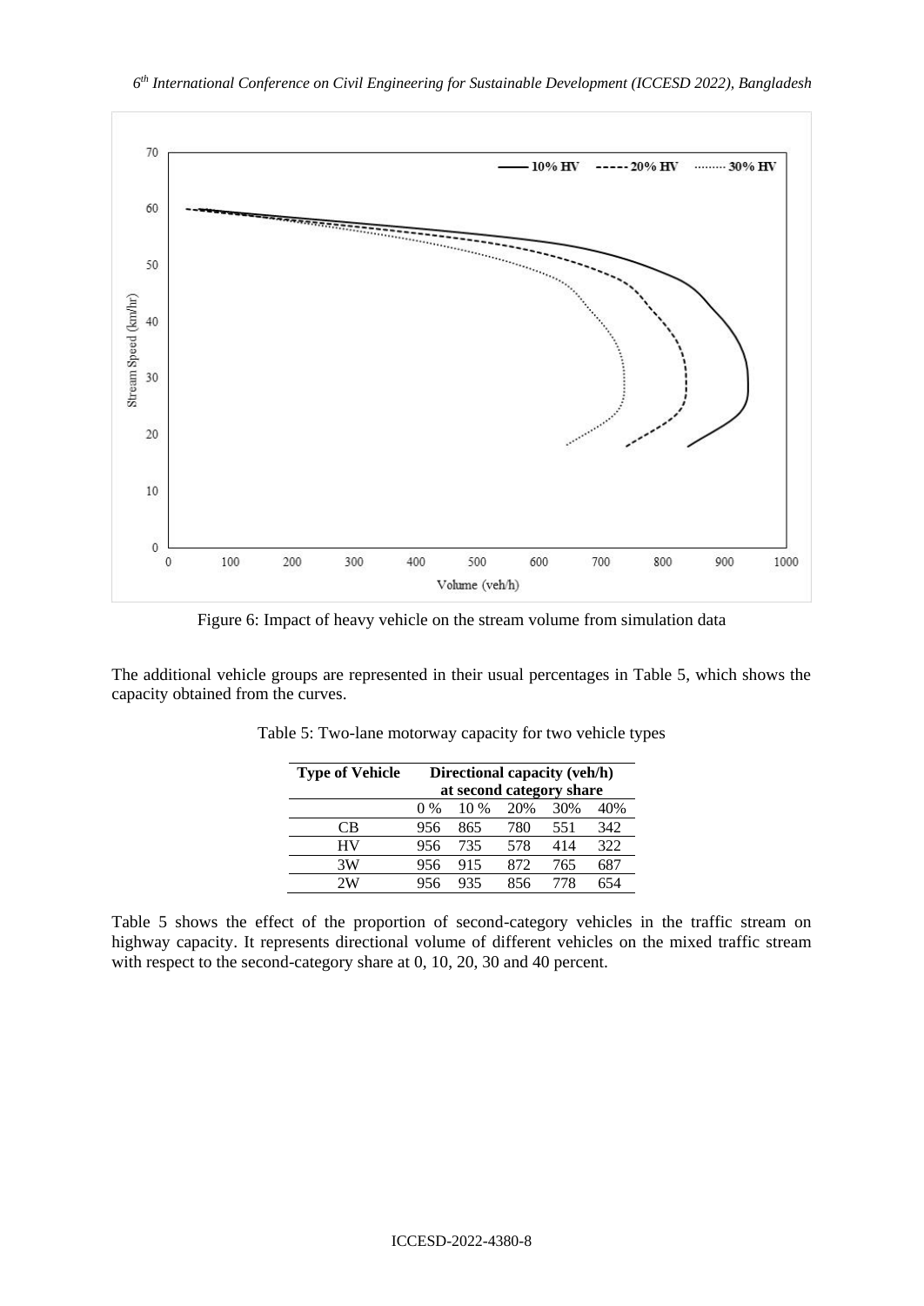Figure 6: Impact of heavy vehicle on the stream volume from simulation data

The additional vehicle groups are represented in their usual percentages in Table 5, which shows the capacity obtained from the curves.

Table 5: Two-lane motorway capacity for two vehicle types

| **Type of Vehicle** | **Directional capacity (veh/h) at second category share** | | | | |
|---|---|---|---|---|---|
| | 0 % | 10 % | 20% | 30% | 40% |
| CB | 956 | 865 | 780 | 551 | 342 |
| HV | 956 | 735 | 578 | 414 | 322 |
| 3W | 956 | 915 | 872 | 765 | 687 |
| 2W | 956 | 935 | 856 | 778 | 654 |

Table 5 shows the effect of the proportion of second-category vehicles in the traffic stream on highway capacity. It represents directional volume of different vehicles on the mixed traffic stream with respect to the second-category share at 0, 10, 20, 30 and 40 percent.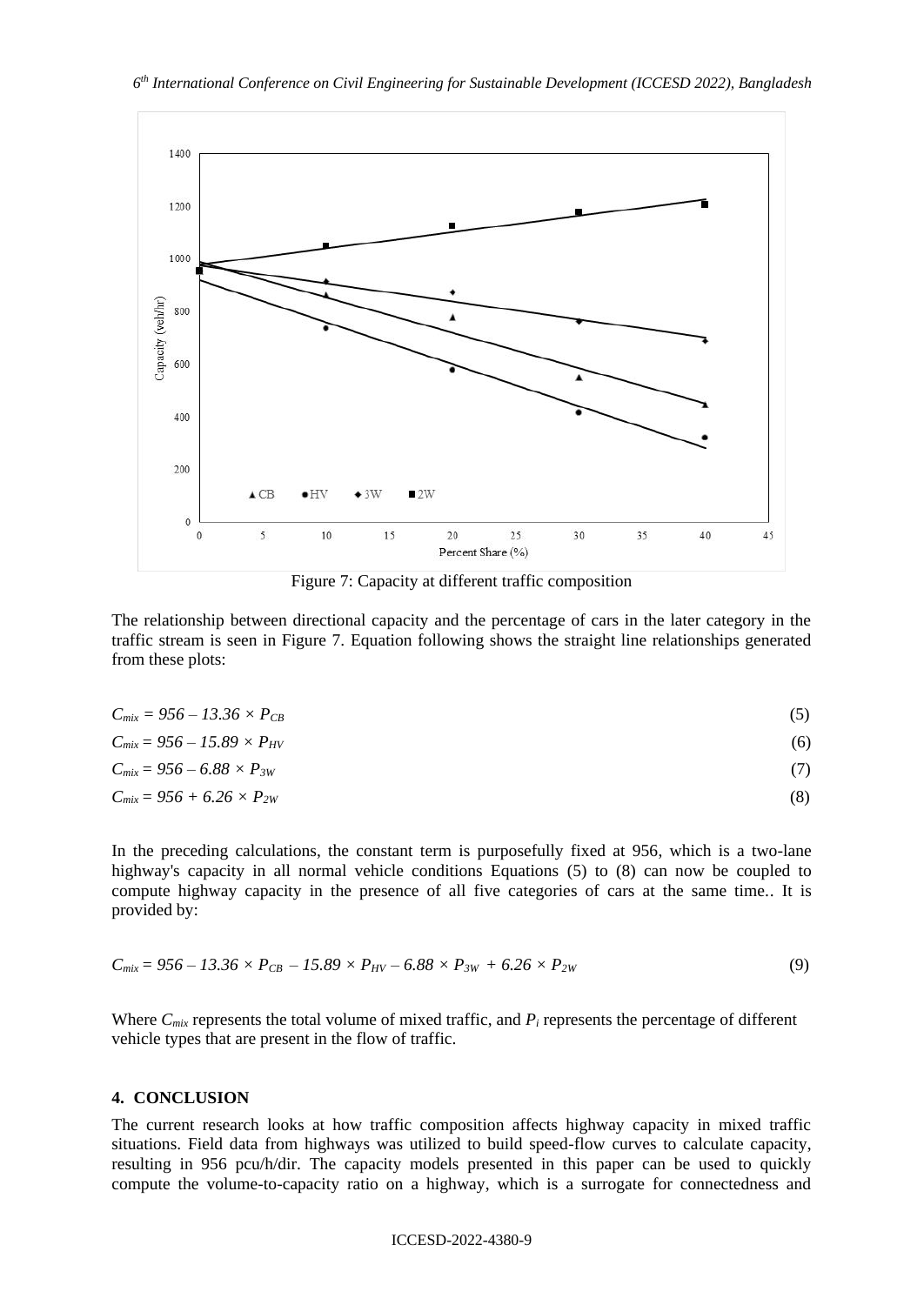Figure 7: Capacity at different traffic composition

The relationship between directional capacity and the percentage of cars in the later category in the traffic stream is seen in Figure 7. Equation following shows the straight line relationships generated from these plots:

$$C_{mix} = 956 - 13.36 \times P_{CB} \tag{5}$$

$$C_{mix} = 956 - 15.89 \times P_{HV} \tag{6}$$

$$C_{mix} = 956 - 6.88 \times P_{3W} \tag{7}$$

$$C_{mix} = 956 + 6.26 \times P_{2W} \tag{8}$$

In the preceding calculations, the constant term is purposefully fixed at 956, which is a two-lane highway's capacity in all normal vehicle conditions Equations (5) to (8) can now be coupled to compute highway capacity in the presence of all five categories of cars at the same time.. It is provided by:

$$C_{mix} = 956 - 13.36 \times P_{CB} - 15.89 \times P_{HV} - 6.88 \times P_{3W} + 6.26 \times P_{2W} \tag{9}$$

Where $C_{mix}$ represents the total volume of mixed traffic, and $P_i$ represents the percentage of different vehicle types that are present in the flow of traffic.

## 4. CONCLUSION

The current research looks at how traffic composition affects highway capacity in mixed traffic situations. Field data from highways was utilized to build speed-flow curves to calculate capacity, resulting in 956 pcu/h/dir. The capacity models presented in this paper can be used to quickly compute the volume-to-capacity ratio on a highway, which is a surrogate for connectedness and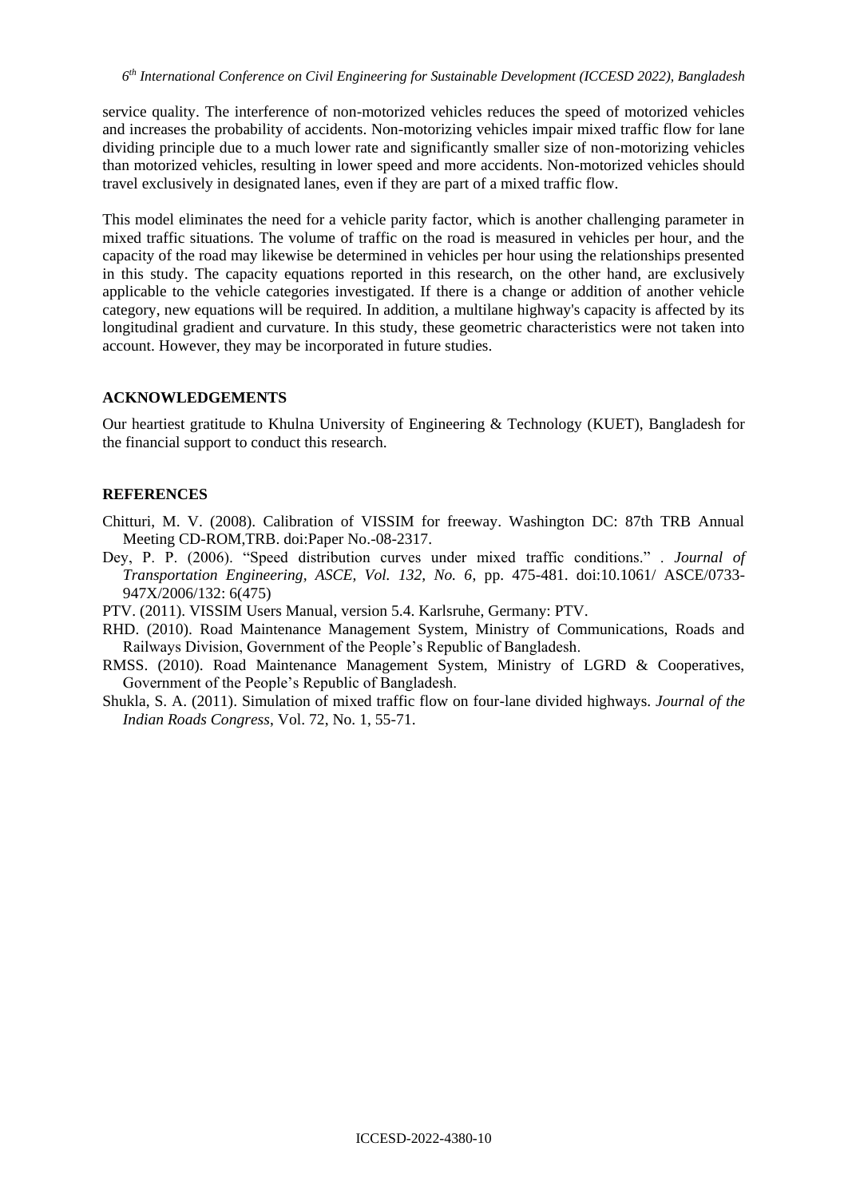service quality. The interference of non-motorized vehicles reduces the speed of motorized vehicles and increases the probability of accidents. Non-motorizing vehicles impair mixed traffic flow for lane dividing principle due to a much lower rate and significantly smaller size of non-motorizing vehicles than motorized vehicles, resulting in lower speed and more accidents. Non-motorized vehicles should travel exclusively in designated lanes, even if they are part of a mixed traffic flow.

This model eliminates the need for a vehicle parity factor, which is another challenging parameter in mixed traffic situations. The volume of traffic on the road is measured in vehicles per hour, and the capacity of the road may likewise be determined in vehicles per hour using the relationships presented in this study. The capacity equations reported in this research, on the other hand, are exclusively applicable to the vehicle categories investigated. If there is a change or addition of another vehicle category, new equations will be required. In addition, a multilane highway's capacity is affected by its longitudinal gradient and curvature. In this study, these geometric characteristics were not taken into account. However, they may be incorporated in future studies.

## ACKNOWLEDGEMENTS

Our heartiest gratitude to Khulna University of Engineering & Technology (KUET), Bangladesh for the financial support to conduct this research.

## REFERENCES

Chitturi, M. V. (2008). Calibration of VISSIM for freeway. Washington DC: 87th TRB Annual Meeting CD-ROM,TRB. doi:Paper No.-08-2317.

Dey, P. P. (2006). "Speed distribution curves under mixed traffic conditions." . *Journal of Transportation Engineering, ASCE, Vol. 132, No. 6*, pp. 475-481. doi:10.1061/ ASCE/0733-947X/2006/132: 6(475)

PTV. (2011). VISSIM Users Manual, version 5.4. Karlsruhe, Germany: PTV.

RHD. (2010). Road Maintenance Management System, Ministry of Communications, Roads and Railways Division, Government of the People's Republic of Bangladesh.

RMSS. (2010). Road Maintenance Management System, Ministry of LGRD & Cooperatives, Government of the People's Republic of Bangladesh.

Shukla, S. A. (2011). Simulation of mixed traffic flow on four-lane divided highways. *Journal of the Indian Roads Congress*, Vol. 72, No. 1, 55-71.